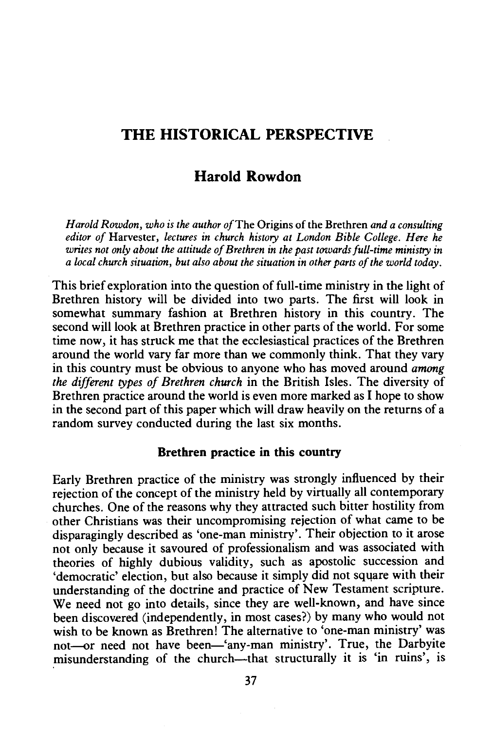# THE HISTORICAL PERSPECTIVE

## Harold Rowdon

*Harold Rowdon, who is the author of* The Origins of the Brethren *and a consulting editor of* Harvester, *lectures in church history at London Bible College. Here he writes not only about the attitude of Brethren in the past towards full-time ministry in a local church situation, but also about the situation in other parts of the world today.*

This brief exploration into the question of full-time ministry in the light of Brethren history will be divided into two parts. The first will look in somewhat summary fashion at Brethren history in this country. The second will look at Brethren practice in other parts of the world. For some time now, it has struck me that the ecclesiastical practices of the Brethren around the world vary far more than we commonly think. That they vary in this country must be obvious to anyone who has moved around *among the different types of Brethren church* in the British Isles. The diversity of Brethren practice around the world is even more marked as I hope to show in the second part of this paper which will draw heavily on the returns of a random survey conducted during the last six months.

### Brethren practice in this country

Early Brethren practice of the ministry was strongly influenced by their rejection of the concept of the ministry held by virtually all contemporary churches. One of the reasons why they attracted such bitter hostility from other Christians was their uncompromising rejection of what came to be disparagingly described as 'one-man ministry'. Their objection to it arose not only because it savoured of professionalism and was associated with theories of highly dubious validity, such as apostolic succession and 'democratic' election, but also because it simply did not square with their understanding of the doctrine and practice of New Testament scripture. We need not go into details, since they are well-known, and have since been discovered (independently, in most cases?) by many who would not wish to be known as Brethren! The alternative to 'one-man ministry' was not—or need not have been—'any-man ministry'. True, the Darbyite misunderstanding of the church—that structurally it is 'in ruins', is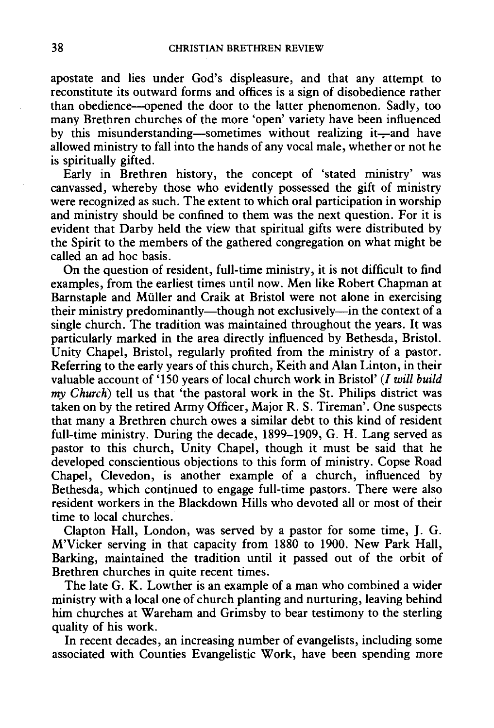apostate and lies under God's displeasure, and that any attempt to reconstitute its outward forms and offices is a sign of disobedience rather than obedience—opened the door to the latter phenomenon. Sadly, too many Brethren churches of the more 'open' variety have been influenced by this misunderstanding—sometimes without realizing it—and have allowed ministry to fall into the hands of any vocal male, whether or not he is spiritually gifted.

Early in Brethren history, the concept of 'stated ministry' was canvassed, whereby those who evidently possessed the gift of ministry were recognized as such. The extent to which oral participation in worship and ministry should be confined to them was the next question. For it is evident that Darby held the view that spiritual gifts were distributed by the Spirit to the members of the gathered congregation on what might be called an ad hoc basis.

On the question of resident, full-time ministry, it is not difficult to find examples, from the earliest times until now. Men like Robert Chapman at Barnstaple and Müller and Craik at Bristol were not alone in exercising their ministry predominantly—though not exclusively—in the context of a single church. The tradition was maintained throughout the years. It was particularly marked in the area directly influenced by Bethesda, Bristol. Unity Chapel, Bristol, regularly profited from the ministry of a pastor. Referring to the early years of this church, Keith and Alan Linton, in their valuable account of '150 years of local church work in Bristol' (*I will build my Church*) tell us that 'the pastoral work in the St. Philips district was taken on by the retired Army Officer, Major R. S. Tireman'. One suspects that many a Brethren church owes a similar debt to this kind of resident full-time ministry. During the decade, 1899–1909, G. H. Lang served as pastor to this church, Unity Chapel, though it must be said that he developed conscientious objections to this form of ministry. Copse Road Chapel, Clevedon, is another example of a church, influenced by Bethesda, which continued to engage full-time pastors. There were also resident workers in the Blackdown Hills who devoted all or most of their time to local churches.

Clapton Hall, London, was served by a pastor for some time, J. G. M'Vicker serving in that capacity from 1880 to 1900. New Park Hall, Barking, maintained the tradition until it passed out of the orbit of Brethren churches in quite recent times.

The late G. K. Lowther is an example of a man who combined a wider ministry with a local one of church planting and nurturing, leaving behind him churches at Wareham and Grimsby to bear testimony to the sterling quality of his work.

In recent decades, an increasing number of evangelists, including some associated with Counties Evangelistic Work, have been spending more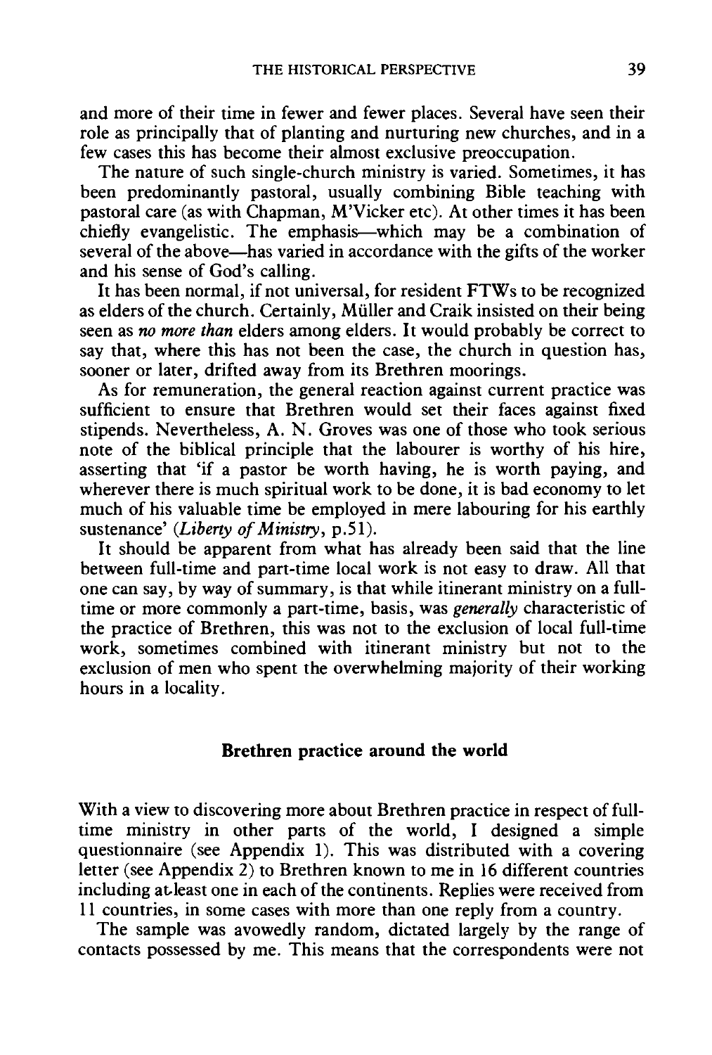and more of their time in fewer and fewer places. Several have seen their role as principally that of planting and nurturing new churches, and in a few cases this has become their almost exclusive preoccupation.

The nature of such single-church ministry is varied. Sometimes, it has been predominantly pastoral, usually combining Bible teaching with pastoral care (as with Chapman, M'Vicker etc). At other times it has been chiefly evangelistic. The emphasis—which may be a combination of several of the above—has varied in accordance with the gifts of the worker and his sense of God's calling.

It has been normal, if not universal, for resident FTWs to be recognized as elders of the church. Certainly, Müller and Craik insisted on their being seen as *no more than* elders among elders. It would probably be correct to say that, where this has not been the case, the church in question has, sooner or later, drifted away from its Brethren moorings.

As for remuneration, the general reaction against current practice was sufficient to ensure that Brethren would set their faces against fixed stipends. Nevertheless, A. N. Groves was one of those who took serious note of the biblical principle that the labourer is worthy of his hire, asserting that 'if a pastor be worth having, he is worth paying, and wherever there is much spiritual work to be done, it is bad economy to let much of his valuable time be employed in mere labouring for his earthly sustenance' (*Liberty of Ministry*, p.51).

It should be apparent from what has already been said that the line between full-time and part-time local work is not easy to draw. All that one can say, by way of summary, is that while itinerant ministry on a full-time or more commonly a part-time, basis, was *generally* characteristic of the practice of Brethren, this was not to the exclusion of local full-time work, sometimes combined with itinerant ministry but not to the exclusion of men who spent the overwhelming majority of their working hours in a locality.

## Brethren practice around the world

With a view to discovering more about Brethren practice in respect of full-time ministry in other parts of the world, I designed a simple questionnaire (see Appendix 1). This was distributed with a covering letter (see Appendix 2) to Brethren known to me in 16 different countries including at least one in each of the continents. Replies were received from 11 countries, in some cases with more than one reply from a country.

The sample was avowedly random, dictated largely by the range of contacts possessed by me. This means that the correspondents were not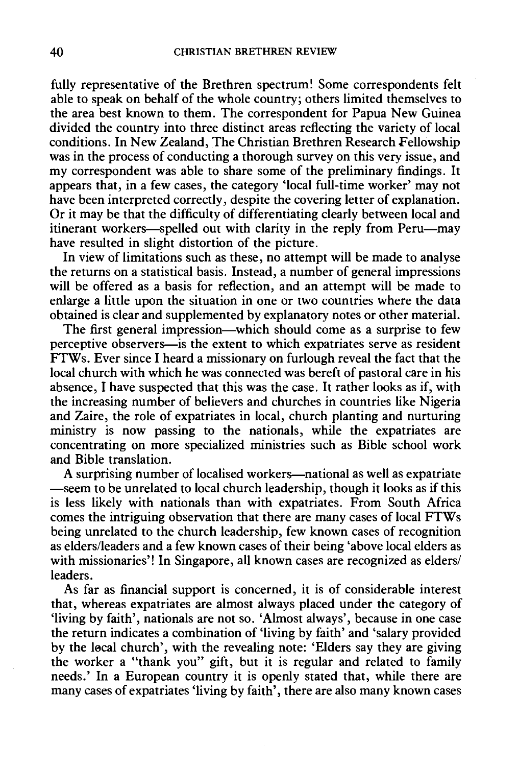fully representative of the Brethren spectrum! Some correspondents felt able to speak on behalf of the whole country; others limited themselves to the area best known to them. The correspondent for Papua New Guinea divided the country into three distinct areas reflecting the variety of local conditions. In New Zealand, The Christian Brethren Research Fellowship was in the process of conducting a thorough survey on this very issue, and my correspondent was able to share some of the preliminary findings. It appears that, in a few cases, the category 'local full-time worker' may not have been interpreted correctly, despite the covering letter of explanation. Or it may be that the difficulty of differentiating clearly between local and itinerant workers—spelled out with clarity in the reply from Peru—may have resulted in slight distortion of the picture.

In view of limitations such as these, no attempt will be made to analyse the returns on a statistical basis. Instead, a number of general impressions will be offered as a basis for reflection, and an attempt will be made to enlarge a little upon the situation in one or two countries where the data obtained is clear and supplemented by explanatory notes or other material.

The first general impression—which should come as a surprise to few perceptive observers—is the extent to which expatriates serve as resident FTWs. Ever since I heard a missionary on furlough reveal the fact that the local church with which he was connected was bereft of pastoral care in his absence, I have suspected that this was the case. It rather looks as if, with the increasing number of believers and churches in countries like Nigeria and Zaire, the role of expatriates in local, church planting and nurturing ministry is now passing to the nationals, while the expatriates are concentrating on more specialized ministries such as Bible school work and Bible translation.

A surprising number of localised workers—national as well as expatriate—seem to be unrelated to local church leadership, though it looks as if this is less likely with nationals than with expatriates. From South Africa comes the intriguing observation that there are many cases of local FTWs being unrelated to the church leadership, few known cases of recognition as elders/leaders and a few known cases of their being 'above local elders as with missionaries'! In Singapore, all known cases are recognized as elders/leaders.

As far as financial support is concerned, it is of considerable interest that, whereas expatriates are almost always placed under the category of 'living by faith', nationals are not so. 'Almost always', because in one case the return indicates a combination of 'living by faith' and 'salary provided by the local church', with the revealing note: 'Elders say they are giving the worker a "thank you" gift, but it is regular and related to family needs.' In a European country it is openly stated that, while there are many cases of expatriates 'living by faith', there are also many known cases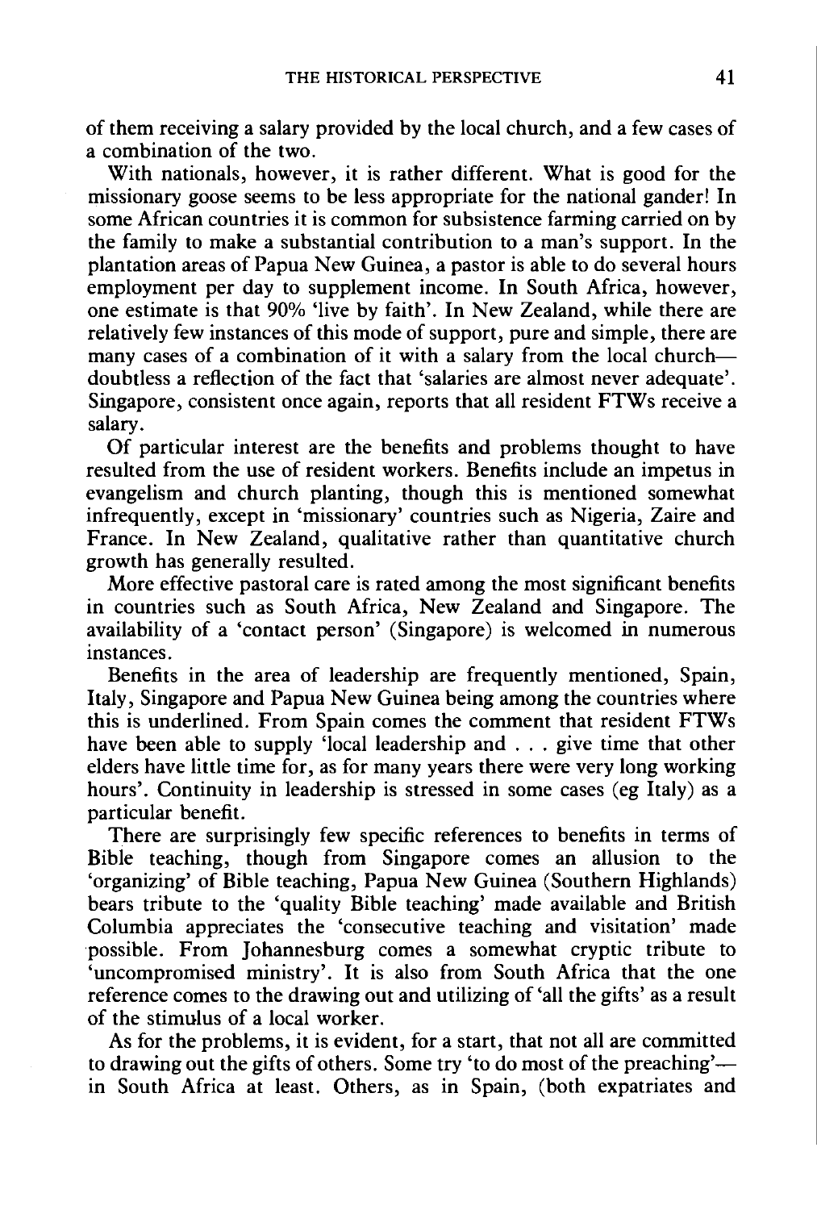of them receiving a salary provided by the local church, and a few cases of a combination of the two.

With nationals, however, it is rather different. What is good for the missionary goose seems to be less appropriate for the national gander! In some African countries it is common for subsistence farming carried on by the family to make a substantial contribution to a man's support. In the plantation areas of Papua New Guinea, a pastor is able to do several hours employment per day to supplement income. In South Africa, however, one estimate is that 90% 'live by faith'. In New Zealand, while there are relatively few instances of this mode of support, pure and simple, there are many cases of a combination of it with a salary from the local church—doubtless a reflection of the fact that 'salaries are almost never adequate'. Singapore, consistent once again, reports that all resident FTWs receive a salary.

Of particular interest are the benefits and problems thought to have resulted from the use of resident workers. Benefits include an impetus in evangelism and church planting, though this is mentioned somewhat infrequently, except in 'missionary' countries such as Nigeria, Zaire and France. In New Zealand, qualitative rather than quantitative church growth has generally resulted.

More effective pastoral care is rated among the most significant benefits in countries such as South Africa, New Zealand and Singapore. The availability of a 'contact person' (Singapore) is welcomed in numerous instances.

Benefits in the area of leadership are frequently mentioned, Spain, Italy, Singapore and Papua New Guinea being among the countries where this is underlined. From Spain comes the comment that resident FTWs have been able to supply 'local leadership and . . . give time that other elders have little time for, as for many years there were very long working hours'. Continuity in leadership is stressed in some cases (eg Italy) as a particular benefit.

There are surprisingly few specific references to benefits in terms of Bible teaching, though from Singapore comes an allusion to the 'organizing' of Bible teaching, Papua New Guinea (Southern Highlands) bears tribute to the 'quality Bible teaching' made available and British Columbia appreciates the 'consecutive teaching and visitation' made possible. From Johannesburg comes a somewhat cryptic tribute to 'uncompromised ministry'. It is also from South Africa that the one reference comes to the drawing out and utilizing of 'all the gifts' as a result of the stimulus of a local worker.

As for the problems, it is evident, for a start, that not all are committed to drawing out the gifts of others. Some try 'to do most of the preaching'—in South Africa at least. Others, as in Spain, (both expatriates and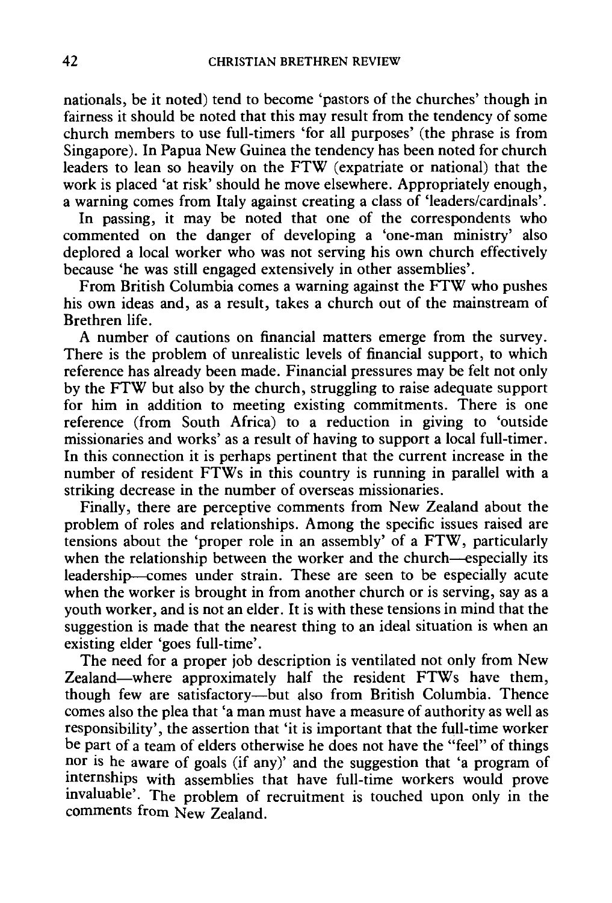nationals, be it noted) tend to become 'pastors of the churches' though in fairness it should be noted that this may result from the tendency of some church members to use full-timers 'for all purposes' (the phrase is from Singapore). In Papua New Guinea the tendency has been noted for church leaders to lean so heavily on the FTW (expatriate or national) that the work is placed 'at risk' should he move elsewhere. Appropriately enough, a warning comes from Italy against creating a class of 'leaders/cardinals'.

In passing, it may be noted that one of the correspondents who commented on the danger of developing a 'one-man ministry' also deplored a local worker who was not serving his own church effectively because 'he was still engaged extensively in other assemblies'.

From British Columbia comes a warning against the FTW who pushes his own ideas and, as a result, takes a church out of the mainstream of Brethren life.

A number of cautions on financial matters emerge from the survey. There is the problem of unrealistic levels of financial support, to which reference has already been made. Financial pressures may be felt not only by the FTW but also by the church, struggling to raise adequate support for him in addition to meeting existing commitments. There is one reference (from South Africa) to a reduction in giving to 'outside missionaries and works' as a result of having to support a local full-timer. In this connection it is perhaps pertinent that the current increase in the number of resident FTWs in this country is running in parallel with a striking decrease in the number of overseas missionaries.

Finally, there are perceptive comments from New Zealand about the problem of roles and relationships. Among the specific issues raised are tensions about the 'proper role in an assembly' of a FTW, particularly when the relationship between the worker and the church—especially its leadership—comes under strain. These are seen to be especially acute when the worker is brought in from another church or is serving, say as a youth worker, and is not an elder. It is with these tensions in mind that the suggestion is made that the nearest thing to an ideal situation is when an existing elder 'goes full-time'.

The need for a proper job description is ventilated not only from New Zealand—where approximately half the resident FTWs have them, though few are satisfactory—but also from British Columbia. Thence comes also the plea that 'a man must have a measure of authority as well as responsibility', the assertion that 'it is important that the full-time worker be part of a team of elders otherwise he does not have the "feel" of things nor is he aware of goals (if any)' and the suggestion that 'a program of internships with assemblies that have full-time workers would prove invaluable'. The problem of recruitment is touched upon only in the comments from New Zealand.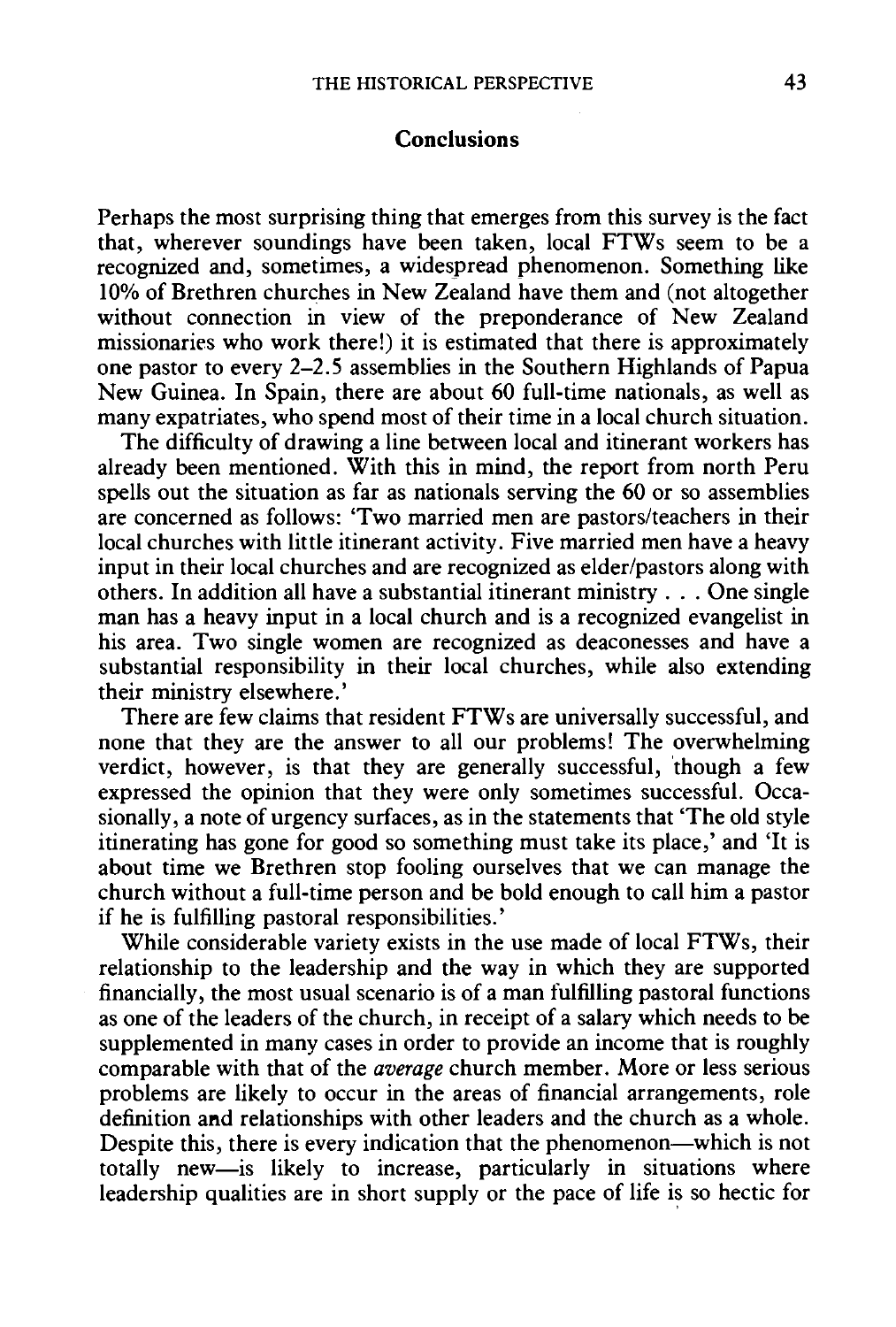## Conclusions

Perhaps the most surprising thing that emerges from this survey is the fact that, wherever soundings have been taken, local FTWs seem to be a recognized and, sometimes, a widespread phenomenon. Something like 10% of Brethren churches in New Zealand have them and (not altogether without connection in view of the preponderance of New Zealand missionaries who work there!) it is estimated that there is approximately one pastor to every 2–2.5 assemblies in the Southern Highlands of Papua New Guinea. In Spain, there are about 60 full-time nationals, as well as many expatriates, who spend most of their time in a local church situation.

The difficulty of drawing a line between local and itinerant workers has already been mentioned. With this in mind, the report from north Peru spells out the situation as far as nationals serving the 60 or so assemblies are concerned as follows: 'Two married men are pastors/teachers in their local churches with little itinerant activity. Five married men have a heavy input in their local churches and are recognized as elder/pastors along with others. In addition all have a substantial itinerant ministry . . . One single man has a heavy input in a local church and is a recognized evangelist in his area. Two single women are recognized as deaconesses and have a substantial responsibility in their local churches, while also extending their ministry elsewhere.'

There are few claims that resident FTWs are universally successful, and none that they are the answer to all our problems! The overwhelming verdict, however, is that they are generally successful, though a few expressed the opinion that they were only sometimes successful. Occasionally, a note of urgency surfaces, as in the statements that 'The old style itinerating has gone for good so something must take its place,' and 'It is about time we Brethren stop fooling ourselves that we can manage the church without a full-time person and be bold enough to call him a pastor if he is fulfilling pastoral responsibilities.'

While considerable variety exists in the use made of local FTWs, their relationship to the leadership and the way in which they are supported financially, the most usual scenario is of a man fulfilling pastoral functions as one of the leaders of the church, in receipt of a salary which needs to be supplemented in many cases in order to provide an income that is roughly comparable with that of the *average* church member. More or less serious problems are likely to occur in the areas of financial arrangements, role definition and relationships with other leaders and the church as a whole. Despite this, there is every indication that the phenomenon—which is not totally new—is likely to increase, particularly in situations where leadership qualities are in short supply or the pace of life is so hectic for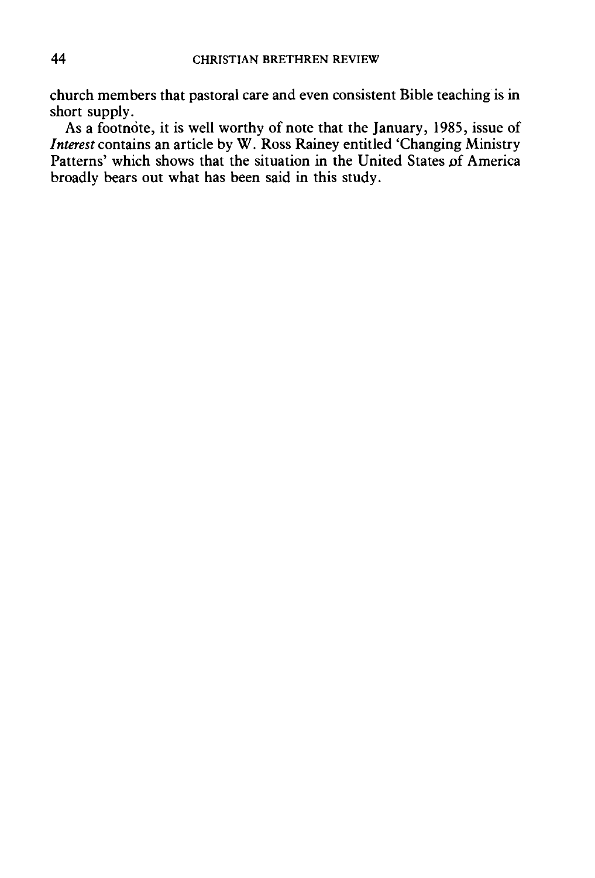church members that pastoral care and even consistent Bible teaching is in short supply.

As a footnote, it is well worthy of note that the January, 1985, issue of *Interest* contains an article by W. Ross Rainey entitled 'Changing Ministry Patterns' which shows that the situation in the United States of America broadly bears out what has been said in this study.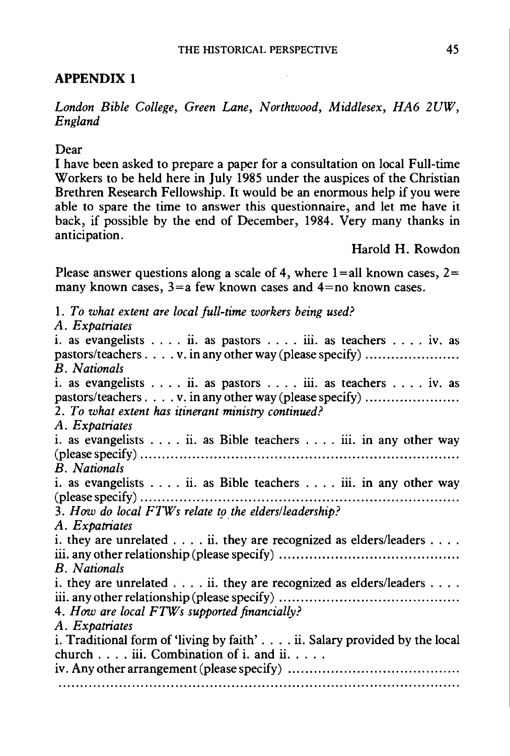## APPENDIX 1

*London Bible College, Green Lane, Northwood, Middlesex, HA6 2UW, England*

Dear

I have been asked to prepare a paper for a consultation on local Full-time Workers to be held here in July 1985 under the auspices of the Christian Brethren Research Fellowship. It would be an enormous help if you were able to spare the time to answer this questionnaire, and let me have it back, if possible by the end of December, 1984. Very many thanks in anticipation.

Harold H. Rowdon

Please answer questions along a scale of 4, where 1=all known cases, 2= many known cases, 3=a few known cases and 4=no known cases.

1. *To what extent are local full-time workers being used?*
*A. Expatriates*
i. as evangelists . . . . ii. as pastors . . . . iii. as teachers . . . . iv. as pastors/teachers . . . . v. in any other way (please specify) ......................
*B. Nationals*
i. as evangelists . . . . ii. as pastors . . . . iii. as teachers . . . . iv. as pastors/teachers . . . . v. in any other way (please specify) ......................
2. *To what extent has itinerant ministry continued?*
*A. Expatriates*
i. as evangelists . . . . ii. as Bible teachers . . . . iii. in any other way (please specify) ..........................................................................
*B. Nationals*
i. as evangelists . . . . ii. as Bible teachers . . . . iii. in any other way (please specify) ..........................................................................
3. *How do local FTWs relate to the elders/leadership?*
*A. Expatriates*
i. they are unrelated . . . . ii. they are recognized as elders/leaders . . . .
iii. any other relationship (please specify) ..........................................
*B. Nationals*
i. they are unrelated . . . . ii. they are recognized as elders/leaders . . . .
iii. any other relationship (please specify) ..........................................
4. *How are local FTWs supported financially?*
*A. Expatriates*
i. Traditional form of 'living by faith' . . . . ii. Salary provided by the local church . . . . iii. Combination of i. and ii. . . . .
iv. Any other arrangement (please specify) ........................................
.....................................................................................................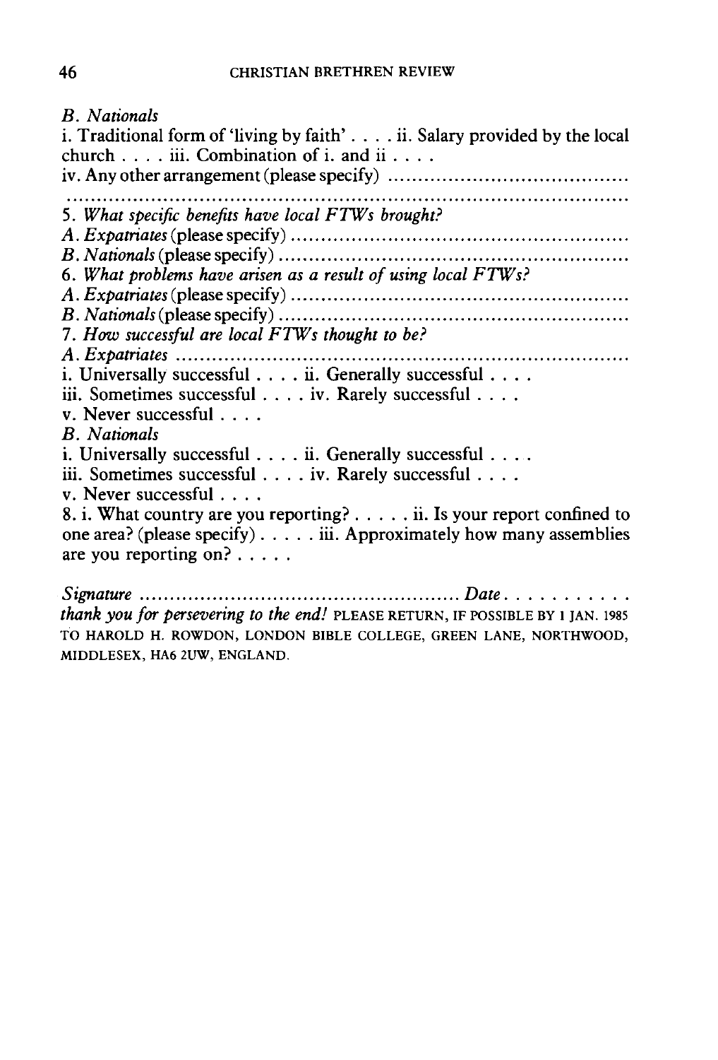*B. Nationals*

i. Traditional form of 'living by faith' . . . . ii. Salary provided by the local church . . . . iii. Combination of i. and ii . . . .

iv. Any other arrangement (please specify) ........................................

..........................................................................................

5. *What specific benefits have local FTWs brought?*

*A. Expatriates* (please specify) ........................................................

*B. Nationals* (please specify) .........................................................

6. *What problems have arisen as a result of using local FTWs?*

*A. Expatriates* (please specify) ........................................................

*B. Nationals* (please specify) .........................................................

7. *How successful are local FTWs thought to be?*

*A. Expatriates* ..........................................................................

i. Universally successful . . . . ii. Generally successful . . . .

iii. Sometimes successful . . . . iv. Rarely successful . . . .

v. Never successful . . . .

*B. Nationals*

i. Universally successful . . . . ii. Generally successful . . . .

iii. Sometimes successful . . . . iv. Rarely successful . . . .

v. Never successful . . . .

8. i. What country are you reporting? . . . . . ii. Is your report confined to one area? (please specify) . . . . . iii. Approximately how many assemblies are you reporting on? . . . . .

*Signature* .................................................... *Date* . . . . . . . . . . .

*thank you for persevering to the end!* PLEASE RETURN, IF POSSIBLE BY 1 JAN. 1985 TO HAROLD H. ROWDON, LONDON BIBLE COLLEGE, GREEN LANE, NORTHWOOD, MIDDLESEX, HA6 2UW, ENGLAND.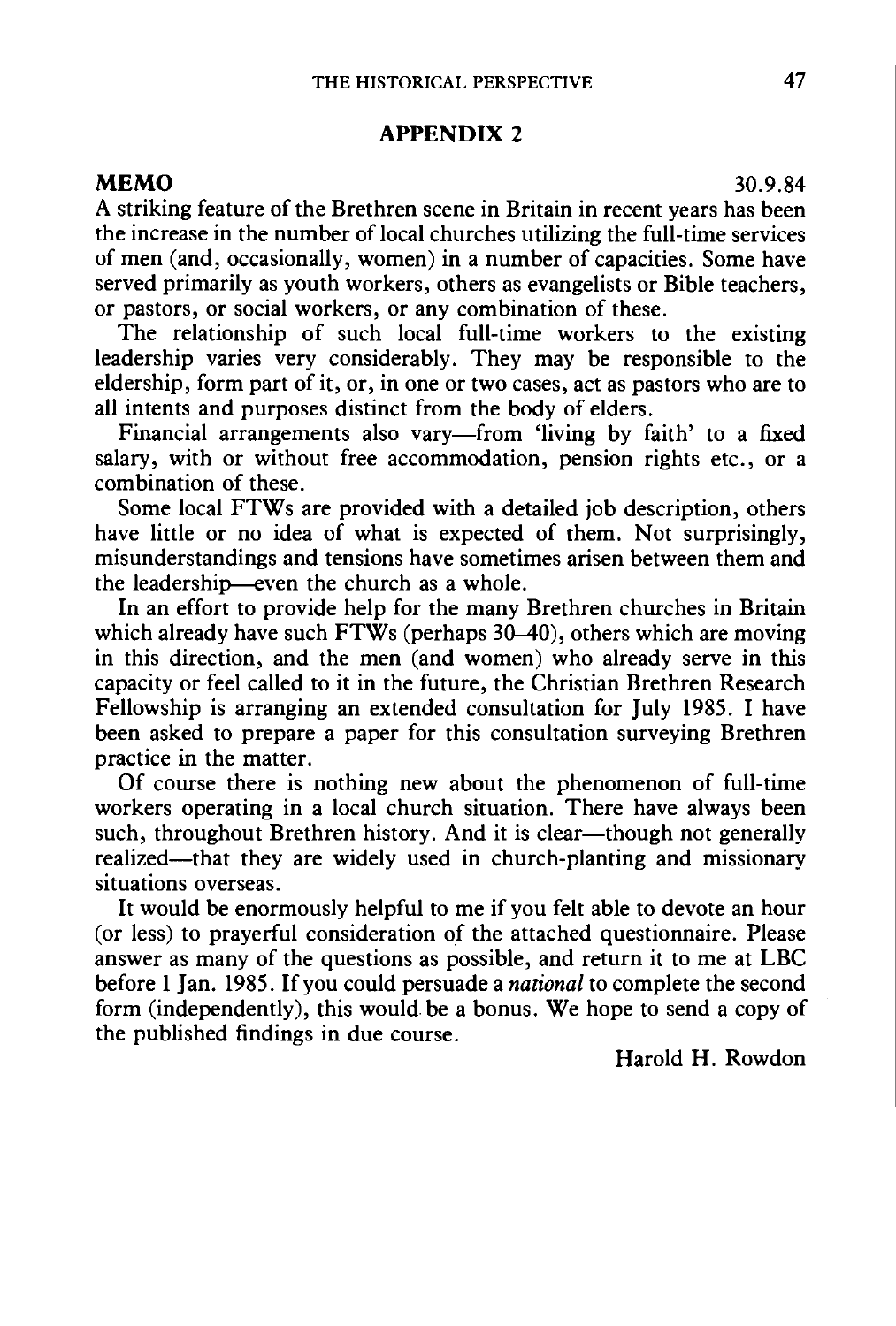## APPENDIX 2

**MEMO** 30.9.84

A striking feature of the Brethren scene in Britain in recent years has been the increase in the number of local churches utilizing the full-time services of men (and, occasionally, women) in a number of capacities. Some have served primarily as youth workers, others as evangelists or Bible teachers, or pastors, or social workers, or any combination of these.

The relationship of such local full-time workers to the existing leadership varies very considerably. They may be responsible to the eldership, form part of it, or, in one or two cases, act as pastors who are to all intents and purposes distinct from the body of elders.

Financial arrangements also vary—from 'living by faith' to a fixed salary, with or without free accommodation, pension rights etc., or a combination of these.

Some local FTWs are provided with a detailed job description, others have little or no idea of what is expected of them. Not surprisingly, misunderstandings and tensions have sometimes arisen between them and the leadership—even the church as a whole.

In an effort to provide help for the many Brethren churches in Britain which already have such FTWs (perhaps 30–40), others which are moving in this direction, and the men (and women) who already serve in this capacity or feel called to it in the future, the Christian Brethren Research Fellowship is arranging an extended consultation for July 1985. I have been asked to prepare a paper for this consultation surveying Brethren practice in the matter.

Of course there is nothing new about the phenomenon of full-time workers operating in a local church situation. There have always been such, throughout Brethren history. And it is clear—though not generally realized—that they are widely used in church-planting and missionary situations overseas.

It would be enormously helpful to me if you felt able to devote an hour (or less) to prayerful consideration of the attached questionnaire. Please answer as many of the questions as possible, and return it to me at LBC before 1 Jan. 1985. If you could persuade a *national* to complete the second form (independently), this would be a bonus. We hope to send a copy of the published findings in due course.

Harold H. Rowdon